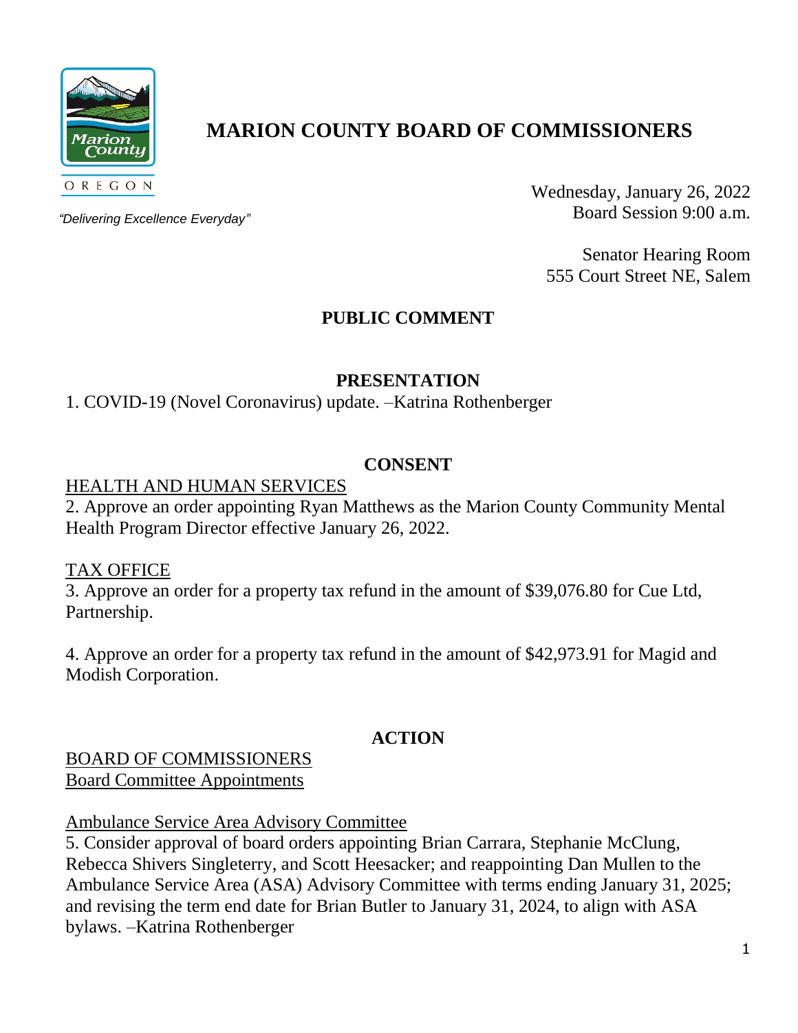# MARION COUNTY BOARD OF COMMISSIONERS

OREGON

*"Delivering Excellence Everyday"*

Wednesday, January 26, 2022
Board Session 9:00 a.m.

Senator Hearing Room
555 Court Street NE, Salem

## PUBLIC COMMENT

## PRESENTATION

1. COVID-19 (Novel Coronavirus) update. –Katrina Rothenberger

## CONSENT

HEALTH AND HUMAN SERVICES

2. Approve an order appointing Ryan Matthews as the Marion County Community Mental Health Program Director effective January 26, 2022.

TAX OFFICE

3. Approve an order for a property tax refund in the amount of $39,076.80 for Cue Ltd, Partnership.

4. Approve an order for a property tax refund in the amount of $42,973.91 for Magid and Modish Corporation.

## ACTION

BOARD OF COMMISSIONERS
Board Committee Appointments

Ambulance Service Area Advisory Committee

5. Consider approval of board orders appointing Brian Carrara, Stephanie McClung, Rebecca Shivers Singleterry, and Scott Heesacker; and reappointing Dan Mullen to the Ambulance Service Area (ASA) Advisory Committee with terms ending January 31, 2025; and revising the term end date for Brian Butler to January 31, 2024, to align with ASA bylaws. –Katrina Rothenberger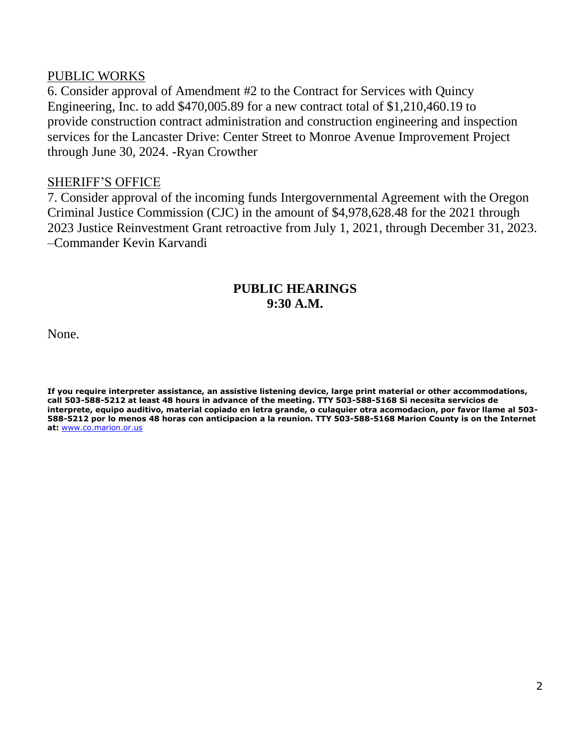PUBLIC WORKS

6. Consider approval of Amendment #2 to the Contract for Services with Quincy Engineering, Inc. to add $470,005.89 for a new contract total of $1,210,460.19 to provide construction contract administration and construction engineering and inspection services for the Lancaster Drive: Center Street to Monroe Avenue Improvement Project through June 30, 2024. -Ryan Crowther

SHERIFF'S OFFICE

7. Consider approval of the incoming funds Intergovernmental Agreement with the Oregon Criminal Justice Commission (CJC) in the amount of $4,978,628.48 for the 2021 through 2023 Justice Reinvestment Grant retroactive from July 1, 2021, through December 31, 2023. –Commander Kevin Karvandi

## PUBLIC HEARINGS
## 9:30 A.M.

None.

**If you require interpreter assistance, an assistive listening device, large print material or other accommodations, call 503-588-5212 at least 48 hours in advance of the meeting. TTY 503-588-5168 Si necesita servicios de interprete, equipo auditivo, material copiado en letra grande, o culaquier otra acomodacion, por favor llame al 503-588-5212 por lo menos 48 horas con anticipacion a la reunion. TTY 503-588-5168 Marion County is on the Internet at:** www.co.marion.or.us